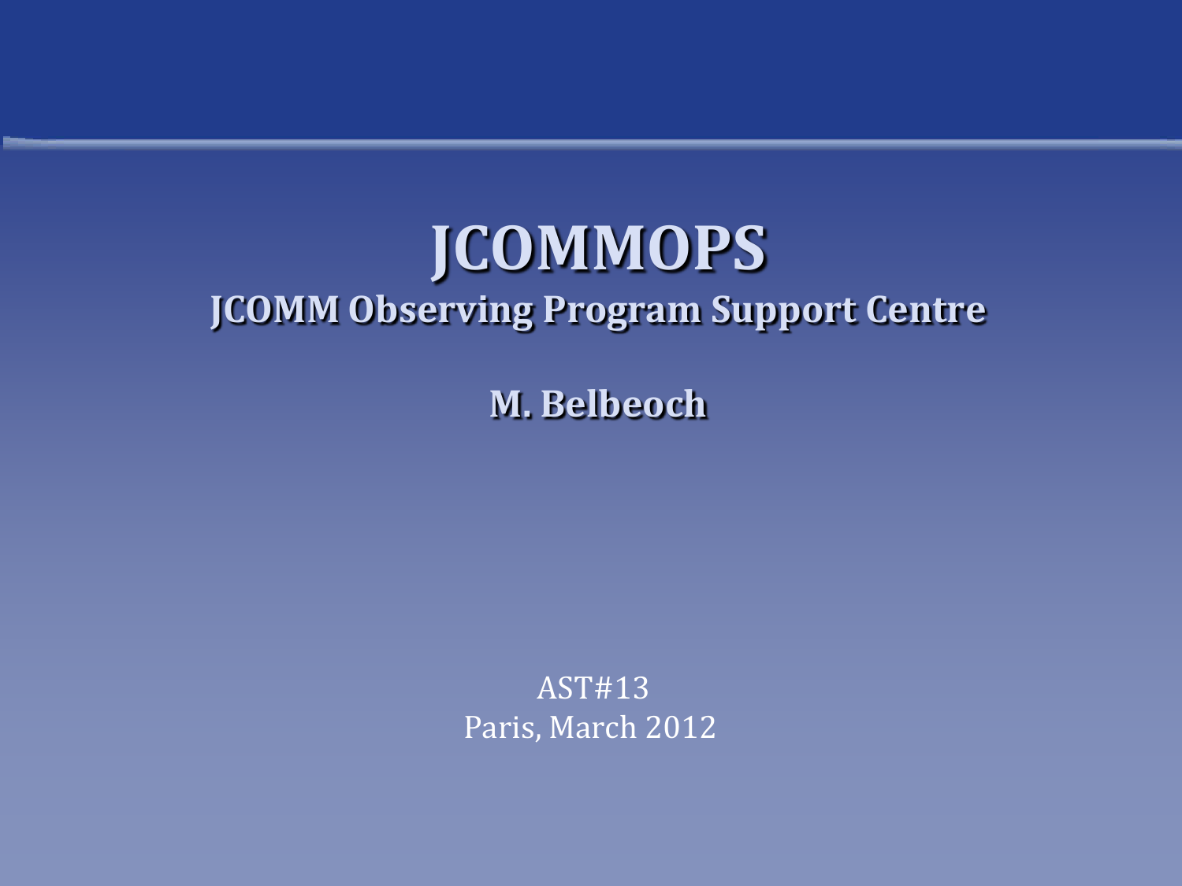# JCOMMOPS

## JCOMM Observing Program Support Centre

**M. Belbeoch**

AST#13
Paris, March 2012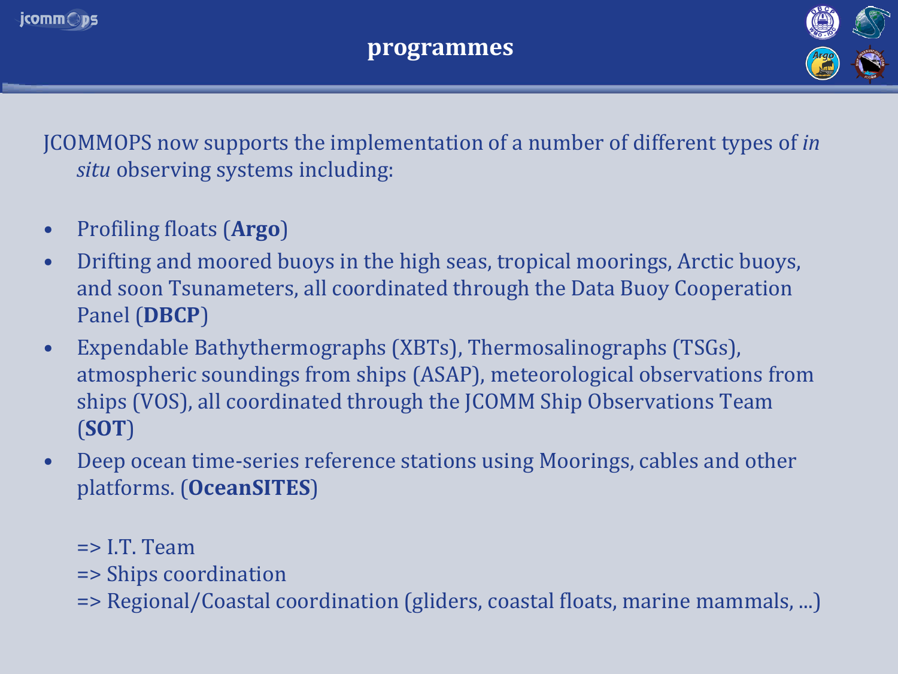# programmes

JCOMMOPS now supports the implementation of a number of different types of *in situ* observing systems including:

- Profiling floats (**Argo**)
- Drifting and moored buoys in the high seas, tropical moorings, Arctic buoys, and soon Tsunameters, all coordinated through the Data Buoy Cooperation Panel (**DBCP**)
- Expendable Bathythermographs (XBTs), Thermosalinographs (TSGs), atmospheric soundings from ships (ASAP), meteorological observations from ships (VOS), all coordinated through the JCOMM Ship Observations Team (**SOT**)
- Deep ocean time-series reference stations using Moorings, cables and other platforms. (**OceanSITES**)

=> I.T. Team
=> Ships coordination
=> Regional/Coastal coordination (gliders, coastal floats, marine mammals, ...)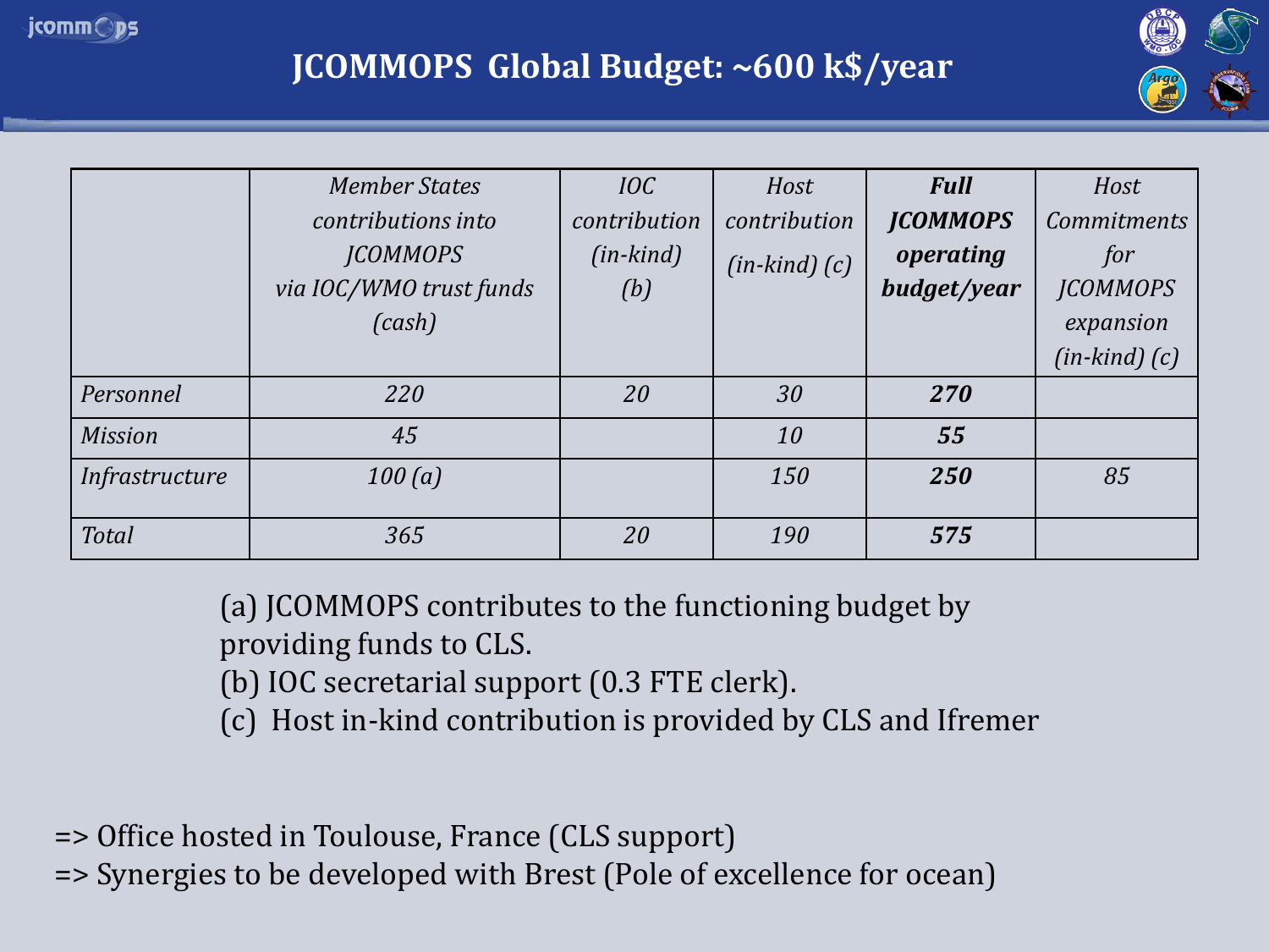# JCOMMOPS Global Budget: ~600 k$/year

| | *Member States contributions into JCOMMOPS via IOC/WMO trust funds (cash)* | *IOC contribution (in-kind) (b)* | *Host contribution (in-kind) (c)* | ***Full JCOMMOPS operating budget/year*** | *Host Commitments for JCOMMOPS expansion (in-kind) (c)* |
|---|---|---|---|---|---|
| *Personnel* | *220* | *20* | *30* | ***270*** | |
| *Mission* | *45* | | *10* | ***55*** | |
| *Infrastructure* | *100 (a)* | | *150* | ***250*** | *85* |
| *Total* | *365* | *20* | *190* | ***575*** | |

(a) JCOMMOPS contributes to the functioning budget by providing funds to CLS.
(b) IOC secretarial support (0.3 FTE clerk).
(c) Host in-kind contribution is provided by CLS and Ifremer

=> Office hosted in Toulouse, France (CLS support)
=> Synergies to be developed with Brest (Pole of excellence for ocean)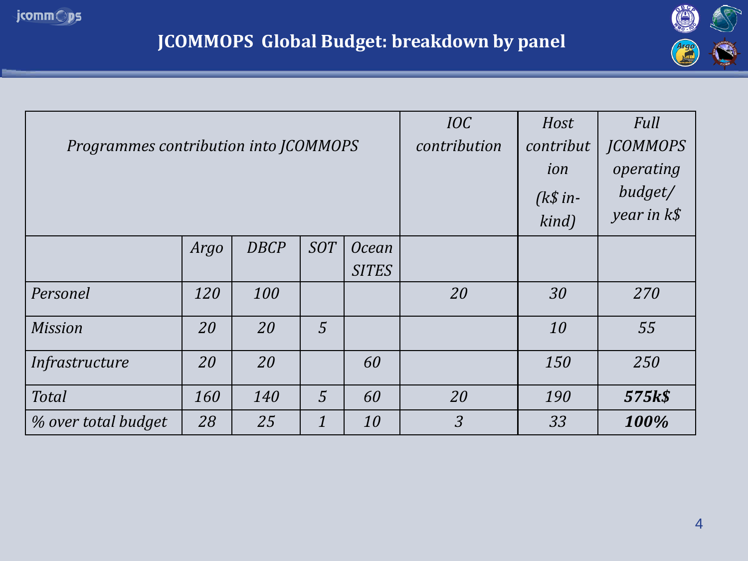# JCOMMOPS Global Budget: breakdown by panel

| *Programmes contribution into JCOMMOPS* | | | | | *IOC contribution* | *Host contribution (k$ in-kind)* | *Full JCOMMOPS operating budget/ year in k$* |
|---|---|---|---|---|---|---|---|
| | *Argo* | *DBCP* | *SOT* | *Ocean SITES* | | | |
| *Personel* | *120* | *100* | | | *20* | *30* | *270* |
| *Mission* | *20* | *20* | *5* | | | *10* | *55* |
| *Infrastructure* | *20* | *20* | | *60* | | *150* | *250* |
| *Total* | *160* | *140* | *5* | *60* | *20* | *190* | ***575k$*** |
| *% over total budget* | *28* | *25* | *1* | *10* | *3* | *33* | ***100%*** |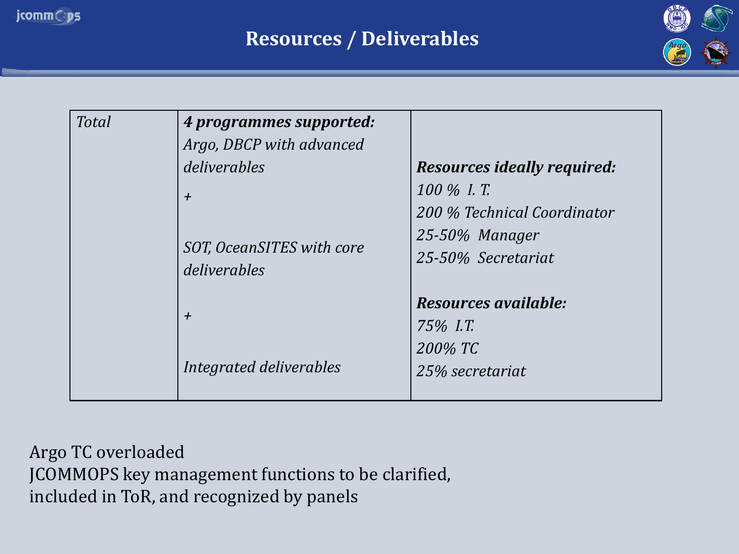# Resources / Deliverables

| | | |
|---|---|---|
| *Total* | ***4 programmes supported:*** <br> *Argo, DBCP with advanced deliverables* <br> *+* <br> *SOT, OceanSITES with core deliverables* <br> *+* <br> *Integrated deliverables* | ***Resources ideally required:*** <br> *100 % I. T.* <br> *200 % Technical Coordinator* <br> *25-50% Manager* <br> *25-50% Secretariat* <br> ***Resources available:*** <br> *75% I.T.* <br> *200% TC* <br> *25% secretariat* |

Argo TC overloaded
JCOMMOPS key management functions to be clarified, included in ToR, and recognized by panels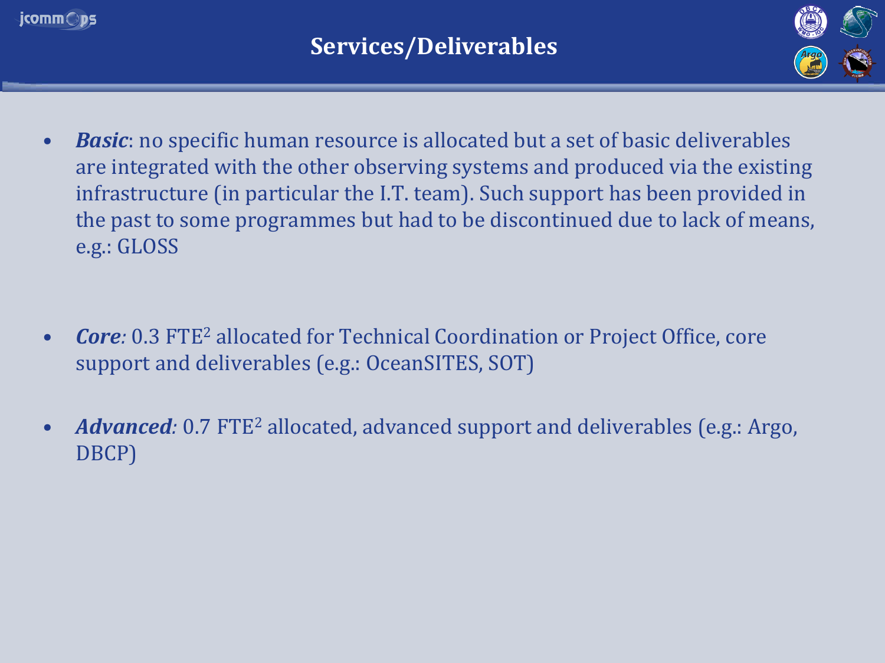# Services/Deliverables

- ***Basic***: no specific human resource is allocated but a set of basic deliverables are integrated with the other observing systems and produced via the existing infrastructure (in particular the I.T. team). Such support has been provided in the past to some programmes but had to be discontinued due to lack of means, e.g.: GLOSS

- ***Core:*** 0.3 FTE[2] allocated for Technical Coordination or Project Office, core support and deliverables (e.g.: OceanSITES, SOT)

- ***Advanced:*** 0.7 FTE[2] allocated, advanced support and deliverables (e.g.: Argo, DBCP)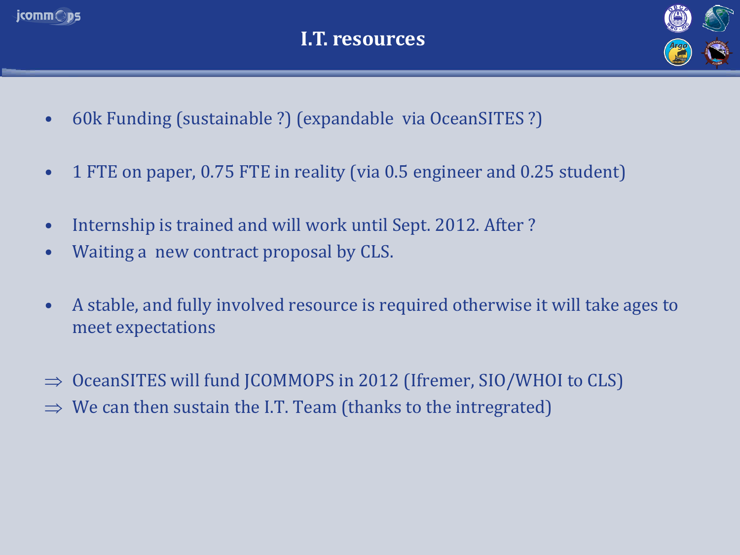# I.T. resources

- 60k Funding (sustainable ?) (expandable via OceanSITES ?)
- 1 FTE on paper, 0.75 FTE in reality (via 0.5 engineer and 0.25 student)
- Internship is trained and will work until Sept. 2012. After ?
- Waiting a new contract proposal by CLS.
- A stable, and fully involved resource is required otherwise it will take ages to meet expectations

$\Rightarrow$ OceanSITES will fund JCOMMOPS in 2012 (Ifremer, SIO/WHOI to CLS)

$\Rightarrow$ We can then sustain the I.T. Team (thanks to the intregrated)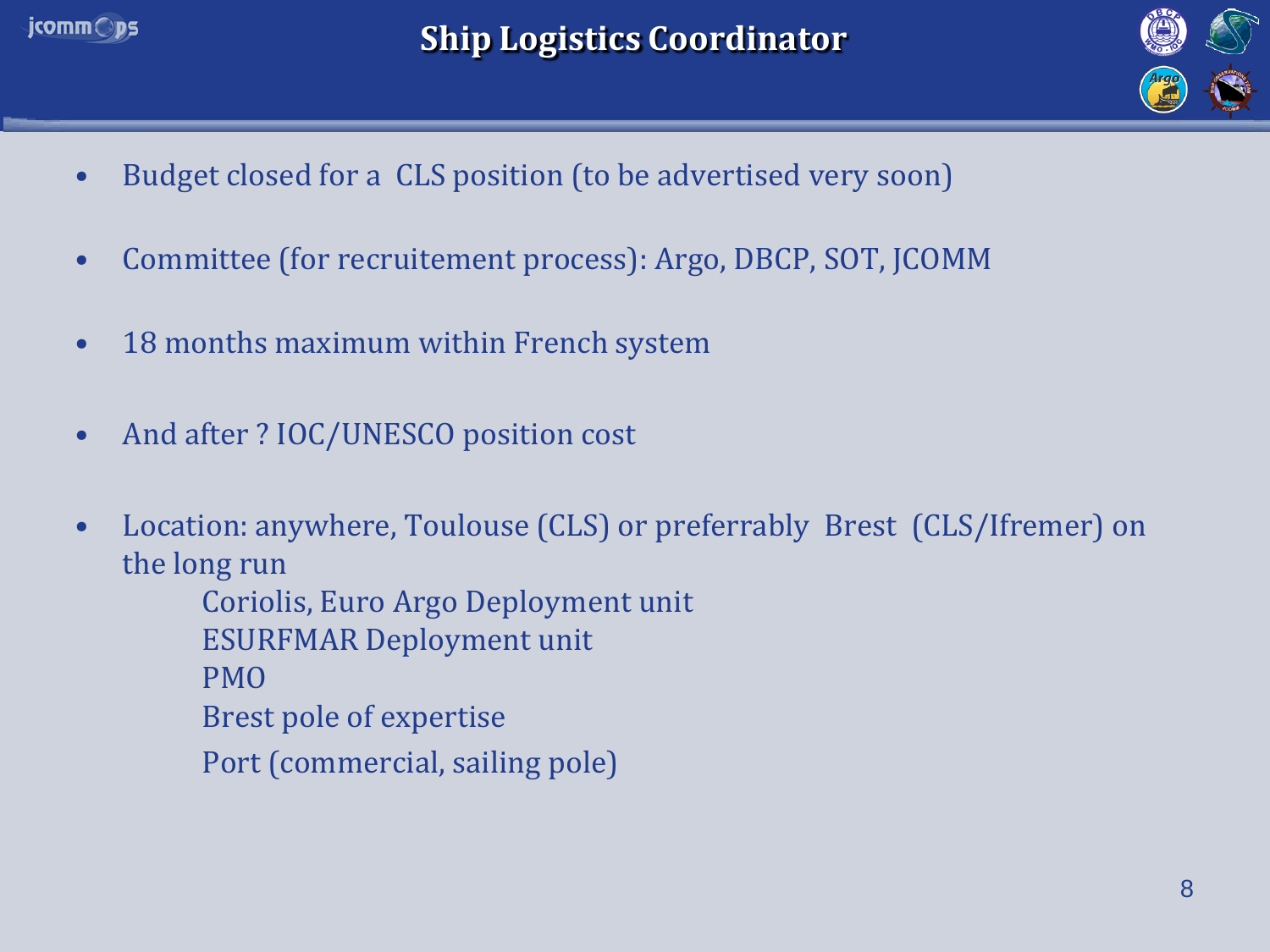# Ship Logistics Coordinator

- Budget closed for a CLS position (to be advertised very soon)
- Committee (for recruitement process): Argo, DBCP, SOT, JCOMM
- 18 months maximum within French system
- And after ? IOC/UNESCO position cost
- Location: anywhere, Toulouse (CLS) or preferrably Brest (CLS/Ifremer) on the long run
  - Coriolis, Euro Argo Deployment unit
  - ESURFMAR Deployment unit
  - PMO
  - Brest pole of expertise
  - Port (commercial, sailing pole)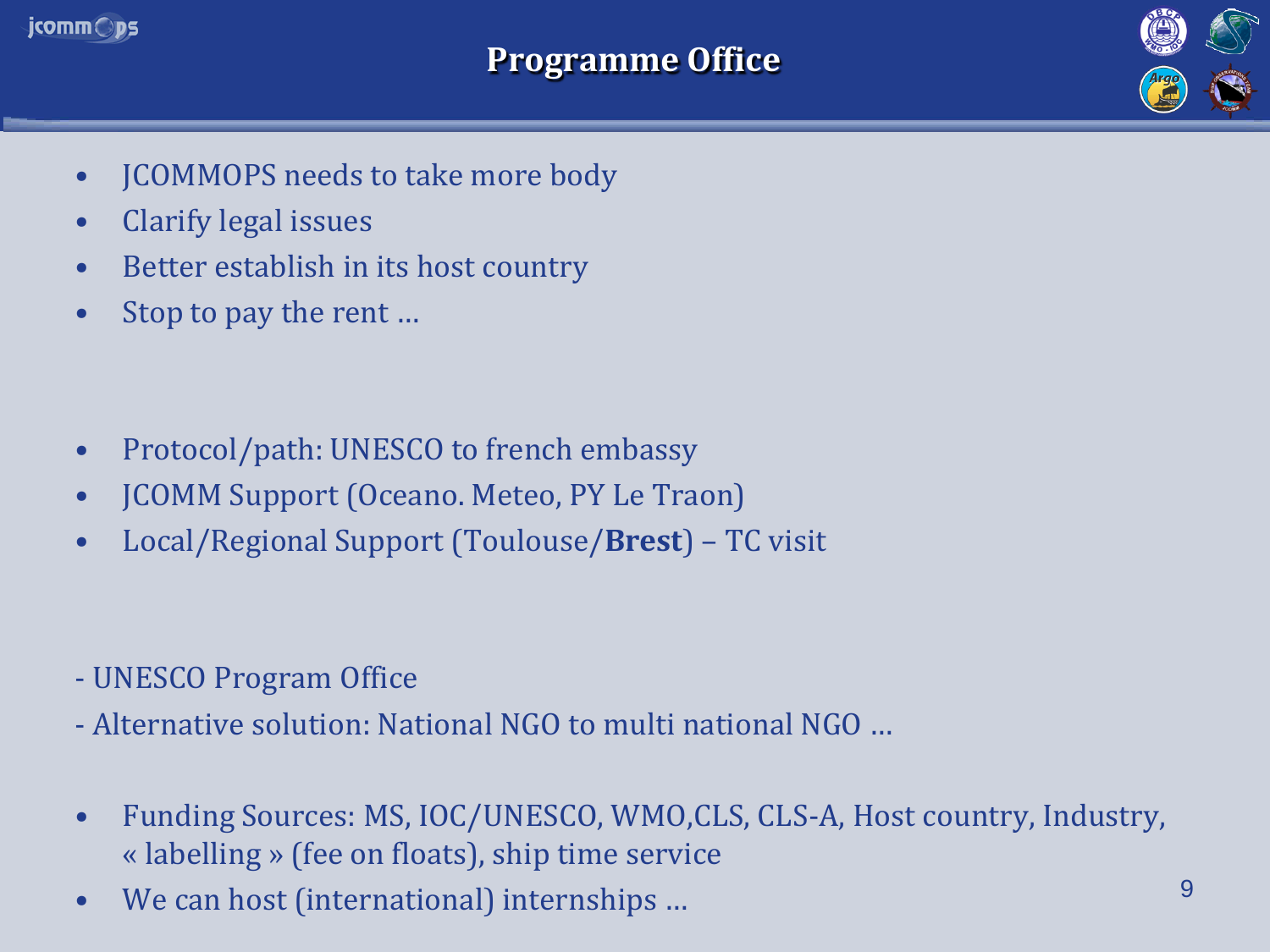# Programme Office

- JCOMMOPS needs to take more body
- Clarify legal issues
- Better establish in its host country
- Stop to pay the rent …

- Protocol/path: UNESCO to french embassy
- JCOMM Support (Oceano. Meteo, PY Le Traon)
- Local/Regional Support (Toulouse/**Brest**) – TC visit

- UNESCO Program Office
- Alternative solution: National NGO to multi national NGO …

- Funding Sources: MS, IOC/UNESCO, WMO,CLS, CLS-A, Host country, Industry, « labelling » (fee on floats), ship time service
- We can host (international) internships …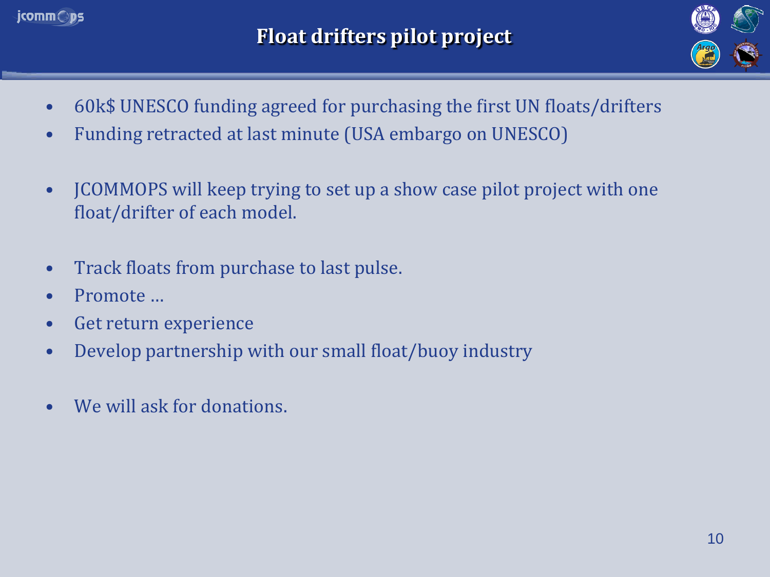# Float drifters pilot project

- 60k$ UNESCO funding agreed for purchasing the first UN floats/drifters
- Funding retracted at last minute (USA embargo on UNESCO)

- JCOMMOPS will keep trying to set up a show case pilot project with one float/drifter of each model.

- Track floats from purchase to last pulse.
- Promote …
- Get return experience
- Develop partnership with our small float/buoy industry

- We will ask for donations.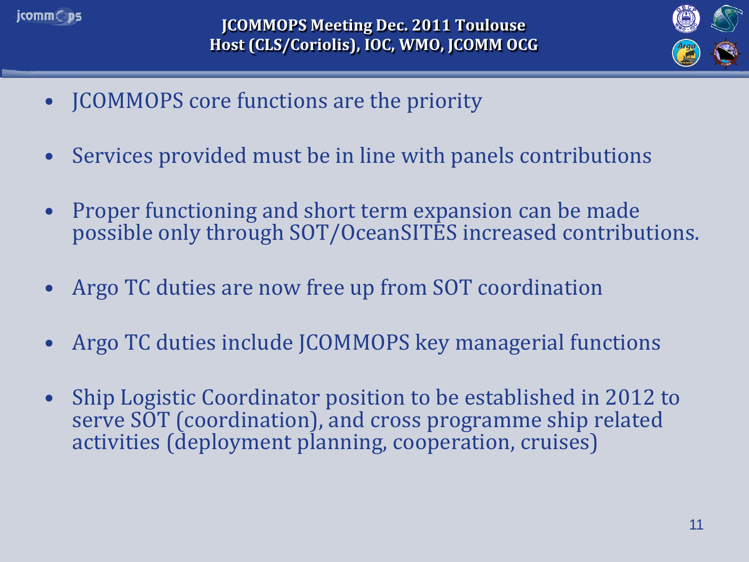# JCOMMOPS Meeting Dec. 2011 Toulouse
## Host (CLS/Coriolis), IOC, WMO, JCOMM OCG

- JCOMMOPS core functions are the priority
- Services provided must be in line with panels contributions
- Proper functioning and short term expansion can be made possible only through SOT/OceanSITES increased contributions.
- Argo TC duties are now free up from SOT coordination
- Argo TC duties include JCOMMOPS key managerial functions
- Ship Logistic Coordinator position to be established in 2012 to serve SOT (coordination), and cross programme ship related activities (deployment planning, cooperation, cruises)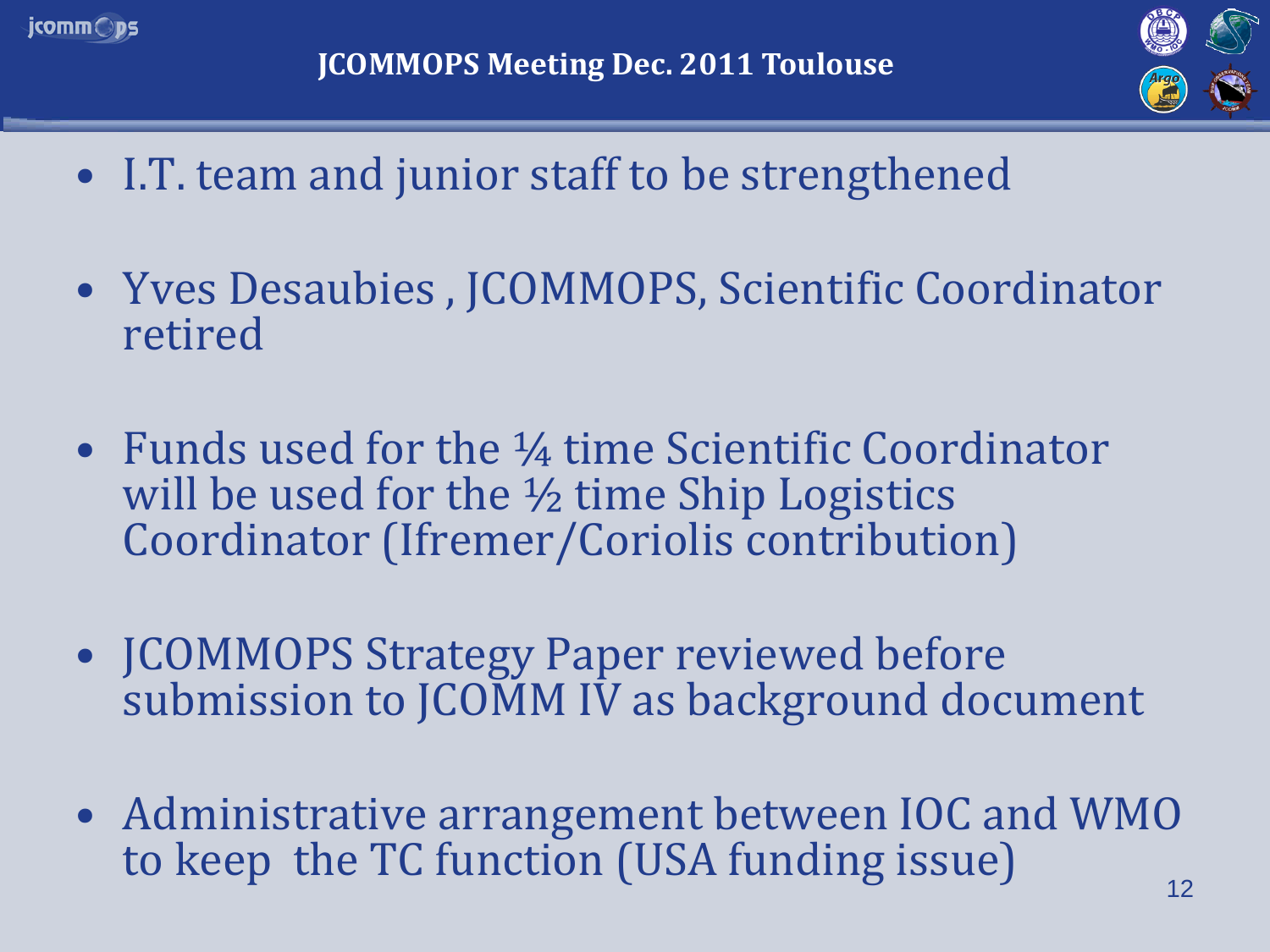- I.T. team and junior staff to be strengthened
- Yves Desaubies , JCOMMOPS, Scientific Coordinator retired
- Funds used for the ¼ time Scientific Coordinator will be used for the ½ time Ship Logistics Coordinator (Ifremer/Coriolis contribution)
- JCOMMOPS Strategy Paper reviewed before submission to JCOMM IV as background document
- Administrative arrangement between IOC and WMO to keep the TC function (USA funding issue)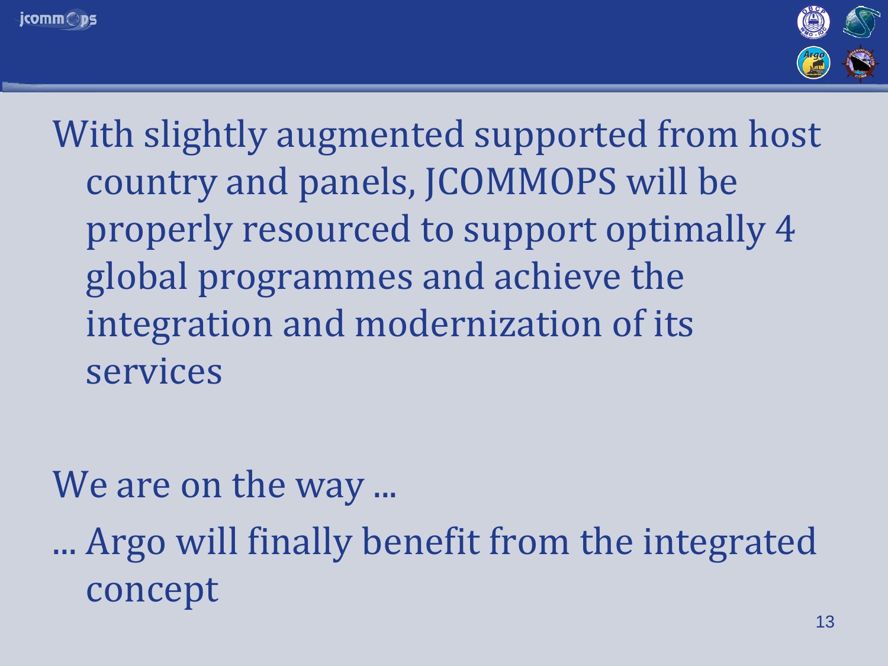With slightly augmented supported from host country and panels, JCOMMOPS will be properly resourced to support optimally 4 global programmes and achieve the integration and modernization of its services

We are on the way ...

... Argo will finally benefit from the integrated concept